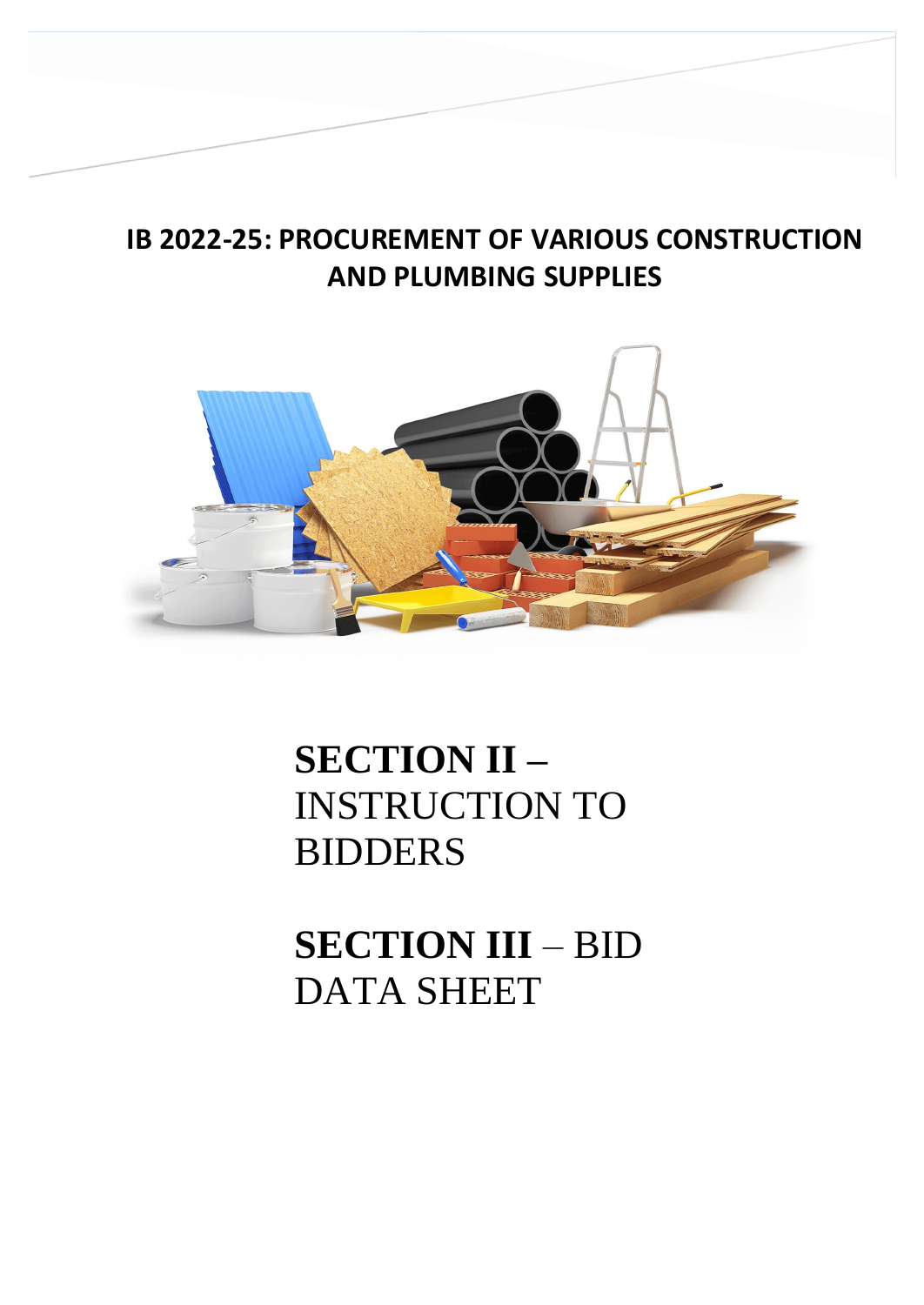# IB 2022-25: PROCUREMENT OF VARIOUS CONSTRUCTION AND PLUMBING SUPPLIES

## SECTION II – INSTRUCTION TO BIDDERS

## SECTION III – BID DATA SHEET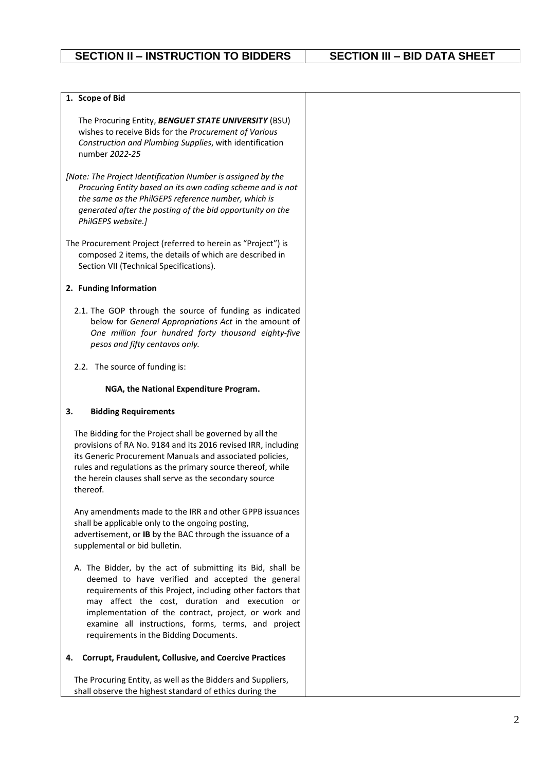| SECTION II – INSTRUCTION TO BIDDERS | SECTION III – BID DATA SHEET |
|---|---|

**1. Scope of Bid**

The Procuring Entity, ***BENGUET STATE UNIVERSITY*** (BSU) wishes to receive Bids for the *Procurement of Various Construction and Plumbing Supplies*, with identification number *2022-25*

*[Note: The Project Identification Number is assigned by the Procuring Entity based on its own coding scheme and is not the same as the PhilGEPS reference number, which is generated after the posting of the bid opportunity on the PhilGEPS website.]*

The Procurement Project (referred to herein as "Project") is composed 2 items, the details of which are described in Section VII (Technical Specifications).

**2. Funding Information**

2.1. The GOP through the source of funding as indicated below for *General Appropriations Act* in the amount of *One million four hundred forty thousand eighty-five pesos and fifty centavos only.*

2.2. The source of funding is:

**NGA, the National Expenditure Program.**

**3. Bidding Requirements**

The Bidding for the Project shall be governed by all the provisions of RA No. 9184 and its 2016 revised IRR, including its Generic Procurement Manuals and associated policies, rules and regulations as the primary source thereof, while the herein clauses shall serve as the secondary source thereof.

Any amendments made to the IRR and other GPPB issuances shall be applicable only to the ongoing posting, advertisement, or **IB** by the BAC through the issuance of a supplemental or bid bulletin.

A. The Bidder, by the act of submitting its Bid, shall be deemed to have verified and accepted the general requirements of this Project, including other factors that may affect the cost, duration and execution or implementation of the contract, project, or work and examine all instructions, forms, terms, and project requirements in the Bidding Documents.

**4. Corrupt, Fraudulent, Collusive, and Coercive Practices**

The Procuring Entity, as well as the Bidders and Suppliers, shall observe the highest standard of ethics during the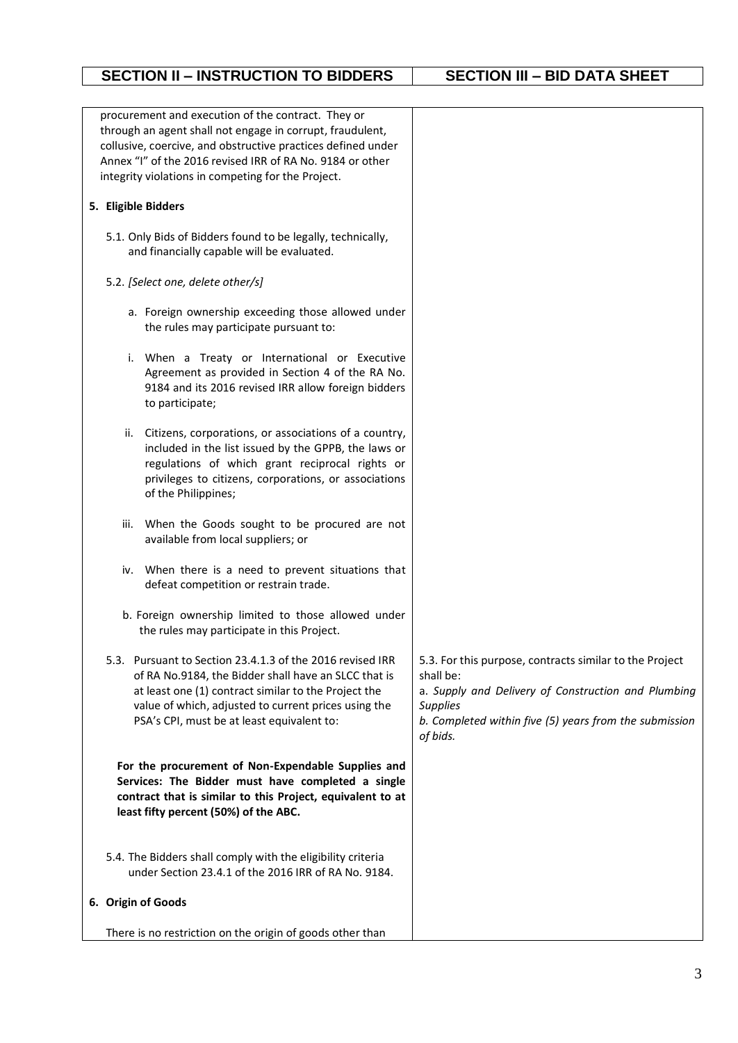| SECTION II – INSTRUCTION TO BIDDERS | SECTION III – BID DATA SHEET |
|---|---|
| procurement and execution of the contract. They or through an agent shall not engage in corrupt, fraudulent, collusive, coercive, and obstructive practices defined under Annex "I" of the 2016 revised IRR of RA No. 9184 or other integrity violations in competing for the Project. | |
| **5. Eligible Bidders** | |
| 5.1. Only Bids of Bidders found to be legally, technically, and financially capable will be evaluated. | |
| 5.2. *[Select one, delete other/s]* | |
| a. Foreign ownership exceeding those allowed under the rules may participate pursuant to: | |
| i. When a Treaty or International or Executive Agreement as provided in Section 4 of the RA No. 9184 and its 2016 revised IRR allow foreign bidders to participate; | |
| ii. Citizens, corporations, or associations of a country, included in the list issued by the GPPB, the laws or regulations of which grant reciprocal rights or privileges to citizens, corporations, or associations of the Philippines; | |
| iii. When the Goods sought to be procured are not available from local suppliers; or | |
| iv. When there is a need to prevent situations that defeat competition or restrain trade. | |
| b. Foreign ownership limited to those allowed under the rules may participate in this Project. | |
| 5.3. Pursuant to Section 23.4.1.3 of the 2016 revised IRR of RA No.9184, the Bidder shall have an SLCC that is at least one (1) contract similar to the Project the value of which, adjusted to current prices using the PSA's CPI, must be at least equivalent to: | 5.3. For this purpose, contracts similar to the Project shall be: a. *Supply and Delivery of Construction and Plumbing Supplies* b. *Completed within five (5) years from the submission of bids.* |
| **For the procurement of Non-Expendable Supplies and Services: The Bidder must have completed a single contract that is similar to this Project, equivalent to at least fifty percent (50%) of the ABC.** | |
| 5.4. The Bidders shall comply with the eligibility criteria under Section 23.4.1 of the 2016 IRR of RA No. 9184. | |
| **6. Origin of Goods** | |
| There is no restriction on the origin of goods other than | |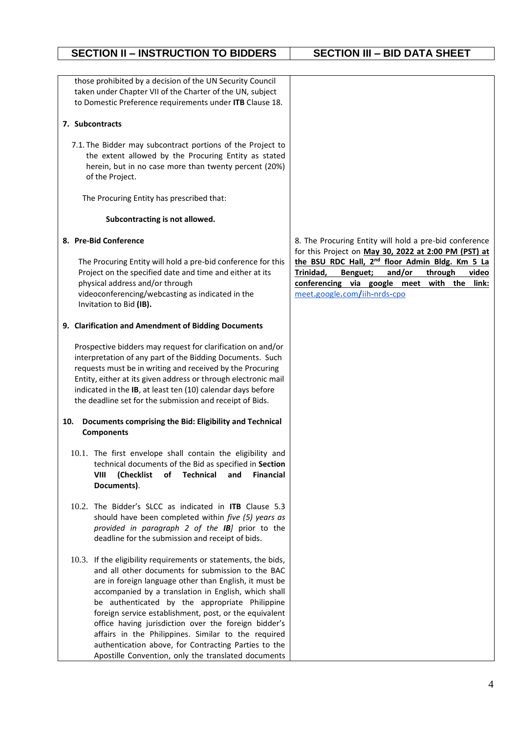| SECTION II – INSTRUCTION TO BIDDERS | SECTION III – BID DATA SHEET |
|---|---|
| those prohibited by a decision of the UN Security Council taken under Chapter VII of the Charter of the UN, subject to Domestic Preference requirements under **ITB** Clause 18.<br><br>**7. Subcontracts**<br><br>7.1. The Bidder may subcontract portions of the Project to the extent allowed by the Procuring Entity as stated herein, but in no case more than twenty percent (20%) of the Project.<br><br>The Procuring Entity has prescribed that:<br><br>**Subcontracting is not allowed.** | |
| **8. Pre-Bid Conference**<br><br>The Procuring Entity will hold a pre-bid conference for this Project on the specified date and time and either at its physical address and/or through videoconferencing/webcasting as indicated in the Invitation to Bid **(IB).** | 8. The Procuring Entity will hold a pre-bid conference for this Project on **May 30, 2022 at 2:00 PM (PST) at the BSU RDC Hall, 2nd floor Admin Bldg. Km 5 La Trinidad, Benguet; and/or through video conferencing via google meet with the link:** meet.google.com/iih-nrds-cpo |
| **9. Clarification and Amendment of Bidding Documents**<br><br>Prospective bidders may request for clarification on and/or interpretation of any part of the Bidding Documents. Such requests must be in writing and received by the Procuring Entity, either at its given address or through electronic mail indicated in the **IB**, at least ten (10) calendar days before the deadline set for the submission and receipt of Bids.<br><br>**10. Documents comprising the Bid: Eligibility and Technical Components**<br><br>10.1. The first envelope shall contain the eligibility and technical documents of the Bid as specified in **Section VIII (Checklist of Technical and Financial Documents)**.<br><br>10.2. The Bidder's SLCC as indicated in **ITB** Clause 5.3 should have been completed within *five (5) years as provided in paragraph 2 of the **IB**]* prior to the deadline for the submission and receipt of bids.<br><br>10.3. If the eligibility requirements or statements, the bids, and all other documents for submission to the BAC are in foreign language other than English, it must be accompanied by a translation in English, which shall be authenticated by the appropriate Philippine foreign service establishment, post, or the equivalent office having jurisdiction over the foreign bidder's affairs in the Philippines. Similar to the required authentication above, for Contracting Parties to the Apostille Convention, only the translated documents | |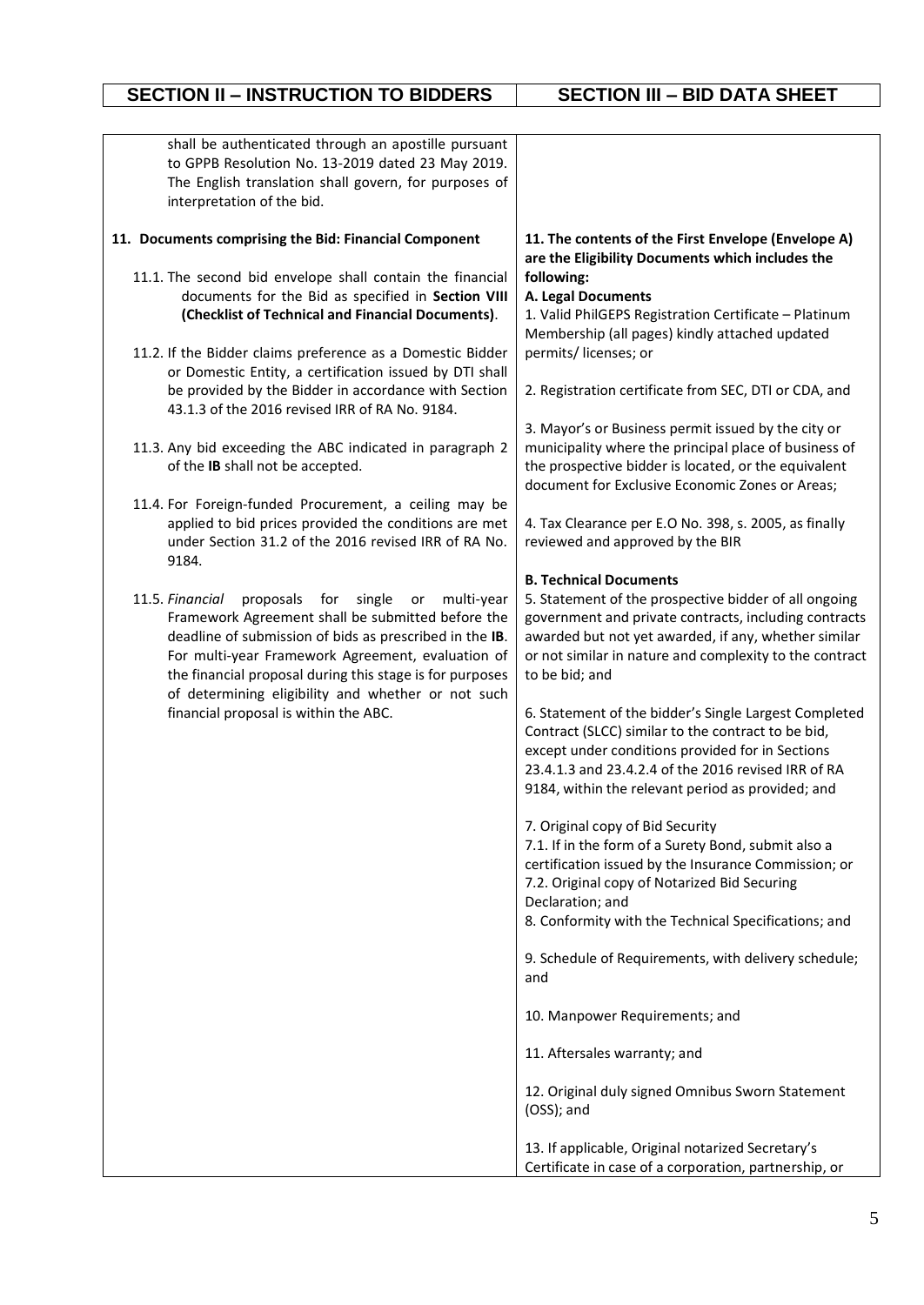| SECTION II – INSTRUCTION TO BIDDERS | SECTION III – BID DATA SHEET |
|---|---|
| shall be authenticated through an apostille pursuant to GPPB Resolution No. 13-2019 dated 23 May 2019. The English translation shall govern, for purposes of interpretation of the bid. | |
| **11. Documents comprising the Bid: Financial Component**<br><br>11.1. The second bid envelope shall contain the financial documents for the Bid as specified in **Section VIII (Checklist of Technical and Financial Documents)**.<br><br>11.2. If the Bidder claims preference as a Domestic Bidder or Domestic Entity, a certification issued by DTI shall be provided by the Bidder in accordance with Section 43.1.3 of the 2016 revised IRR of RA No. 9184.<br><br>11.3. Any bid exceeding the ABC indicated in paragraph 2 of the **IB** shall not be accepted.<br><br>11.4. For Foreign-funded Procurement, a ceiling may be applied to bid prices provided the conditions are met under Section 31.2 of the 2016 revised IRR of RA No. 9184.<br><br>11.5. *Financial* proposals for single or multi-year Framework Agreement shall be submitted before the deadline of submission of bids as prescribed in the **IB**. For multi-year Framework Agreement, evaluation of the financial proposal during this stage is for purposes of determining eligibility and whether or not such financial proposal is within the ABC. | **11. The contents of the First Envelope (Envelope A) are the Eligibility Documents which includes the following:**<br>**A. Legal Documents**<br>1. Valid PhilGEPS Registration Certificate – Platinum Membership (all pages) kindly attached updated permits/ licenses; or<br><br>2. Registration certificate from SEC, DTI or CDA, and<br><br>3. Mayor's or Business permit issued by the city or municipality where the principal place of business of the prospective bidder is located, or the equivalent document for Exclusive Economic Zones or Areas;<br><br>4. Tax Clearance per E.O No. 398, s. 2005, as finally reviewed and approved by the BIR<br><br>**B. Technical Documents**<br>5. Statement of the prospective bidder of all ongoing government and private contracts, including contracts awarded but not yet awarded, if any, whether similar or not similar in nature and complexity to the contract to be bid; and<br><br>6. Statement of the bidder's Single Largest Completed Contract (SLCC) similar to the contract to be bid, except under conditions provided for in Sections 23.4.1.3 and 23.4.2.4 of the 2016 revised IRR of RA 9184, within the relevant period as provided; and<br><br>7. Original copy of Bid Security<br>7.1. If in the form of a Surety Bond, submit also a certification issued by the Insurance Commission; or<br>7.2. Original copy of Notarized Bid Securing Declaration; and<br>8. Conformity with the Technical Specifications; and<br><br>9. Schedule of Requirements, with delivery schedule; and<br><br>10. Manpower Requirements; and<br><br>11. Aftersales warranty; and<br><br>12. Original duly signed Omnibus Sworn Statement (OSS); and<br><br>13. If applicable, Original notarized Secretary's Certificate in case of a corporation, partnership, or |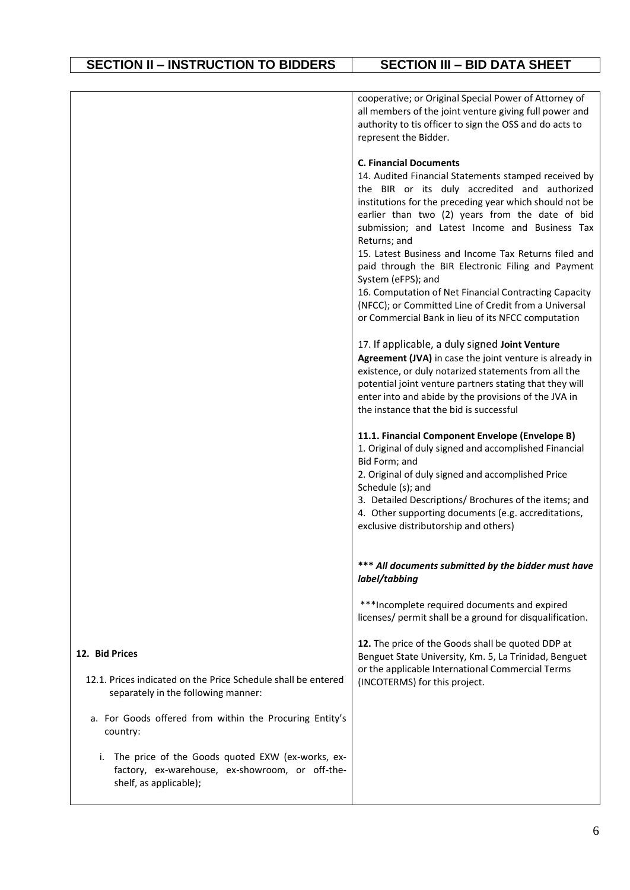| SECTION II – INSTRUCTION TO BIDDERS | SECTION III – BID DATA SHEET |
|---|---|
| | cooperative; or Original Special Power of Attorney of all members of the joint venture giving full power and authority to tis officer to sign the OSS and do acts to represent the Bidder.<br><br>**C. Financial Documents**<br>14. Audited Financial Statements stamped received by the BIR or its duly accredited and authorized institutions for the preceding year which should not be earlier than two (2) years from the date of bid submission; and Latest Income and Business Tax Returns; and<br>15. Latest Business and Income Tax Returns filed and paid through the BIR Electronic Filing and Payment System (eFPS); and<br>16. Computation of Net Financial Contracting Capacity (NFCC); or Committed Line of Credit from a Universal or Commercial Bank in lieu of its NFCC computation<br><br>17. If applicable, a duly signed **Joint Venture Agreement (JVA)** in case the joint venture is already in existence, or duly notarized statements from all the potential joint venture partners stating that they will enter into and abide by the provisions of the JVA in the instance that the bid is successful<br><br>**11.1. Financial Component Envelope (Envelope B)**<br>1. Original of duly signed and accomplished Financial Bid Form; and<br>2. Original of duly signed and accomplished Price Schedule (s); and<br>3. Detailed Descriptions/ Brochures of the items; and<br>4. Other supporting documents (e.g. accreditations, exclusive distributorship and others)<br><br>***\*\*\* All documents submitted by the bidder must have label/tabbing***<br><br>\*\*\*Incomplete required documents and expired licenses/ permit shall be a ground for disqualification. |
| **12. Bid Prices**<br><br>12.1. Prices indicated on the Price Schedule shall be entered separately in the following manner:<br><br>a. For Goods offered from within the Procuring Entity's country:<br><br>i. The price of the Goods quoted EXW (ex-works, ex-factory, ex-warehouse, ex-showroom, or off-the-shelf, as applicable); | **12.** The price of the Goods shall be quoted DDP at Benguet State University, Km. 5, La Trinidad, Benguet or the applicable International Commercial Terms (INCOTERMS) for this project. |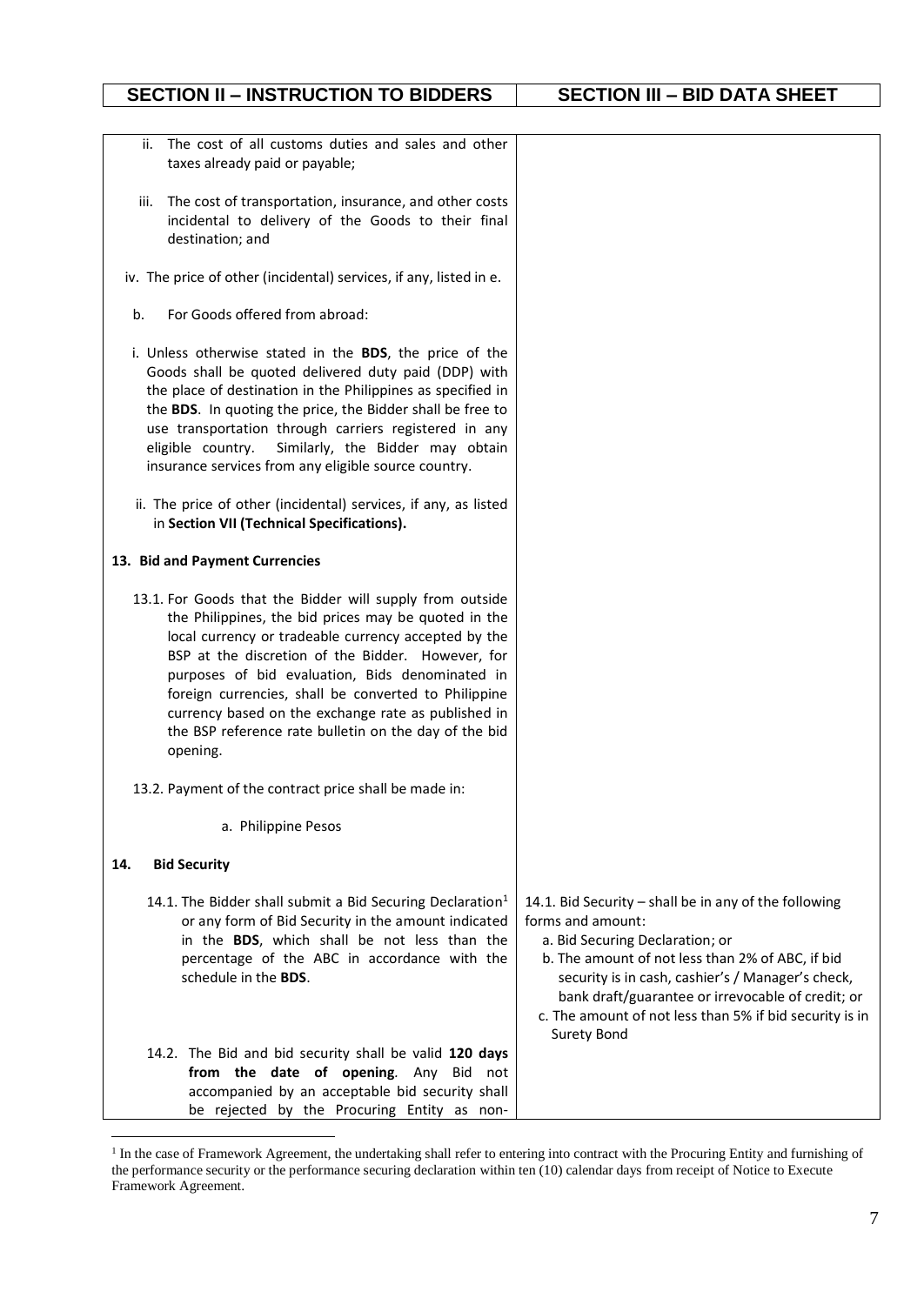| SECTION II – INSTRUCTION TO BIDDERS | SECTION III – BID DATA SHEET |
|---|---|
| ii. The cost of all customs duties and sales and other taxes already paid or payable;<br><br>iii. The cost of transportation, insurance, and other costs incidental to delivery of the Goods to their final destination; and<br><br>iv. The price of other (incidental) services, if any, listed in e.<br><br>b. For Goods offered from abroad:<br><br>i. Unless otherwise stated in the **BDS**, the price of the Goods shall be quoted delivered duty paid (DDP) with the place of destination in the Philippines as specified in the **BDS**. In quoting the price, the Bidder shall be free to use transportation through carriers registered in any eligible country. Similarly, the Bidder may obtain insurance services from any eligible source country.<br><br>ii. The price of other (incidental) services, if any, as listed in **Section VII (Technical Specifications).**<br><br>**13. Bid and Payment Currencies**<br><br>13.1. For Goods that the Bidder will supply from outside the Philippines, the bid prices may be quoted in the local currency or tradeable currency accepted by the BSP at the discretion of the Bidder. However, for purposes of bid evaluation, Bids denominated in foreign currencies, shall be converted to Philippine currency based on the exchange rate as published in the BSP reference rate bulletin on the day of the bid opening.<br><br>13.2. Payment of the contract price shall be made in:<br><br>a. Philippine Pesos<br><br>**14. Bid Security**<br><br>14.1. The Bidder shall submit a Bid Securing Declaration[1] or any form of Bid Security in the amount indicated in the **BDS**, which shall be not less than the percentage of the ABC in accordance with the schedule in the **BDS**.<br><br>14.2. The Bid and bid security shall be valid **120 days from the date of opening**. Any Bid not accompanied by an acceptable bid security shall be rejected by the Procuring Entity as non- | 14.1. Bid Security – shall be in any of the following forms and amount:<br>a. Bid Securing Declaration; or<br>b. The amount of not less than 2% of ABC, if bid security is in cash, cashier's / Manager's check, bank draft/guarantee or irrevocable of credit; or<br>c. The amount of not less than 5% if bid security is in Surety Bond |

[1] In the case of Framework Agreement, the undertaking shall refer to entering into contract with the Procuring Entity and furnishing of the performance security or the performance securing declaration within ten (10) calendar days from receipt of Notice to Execute Framework Agreement.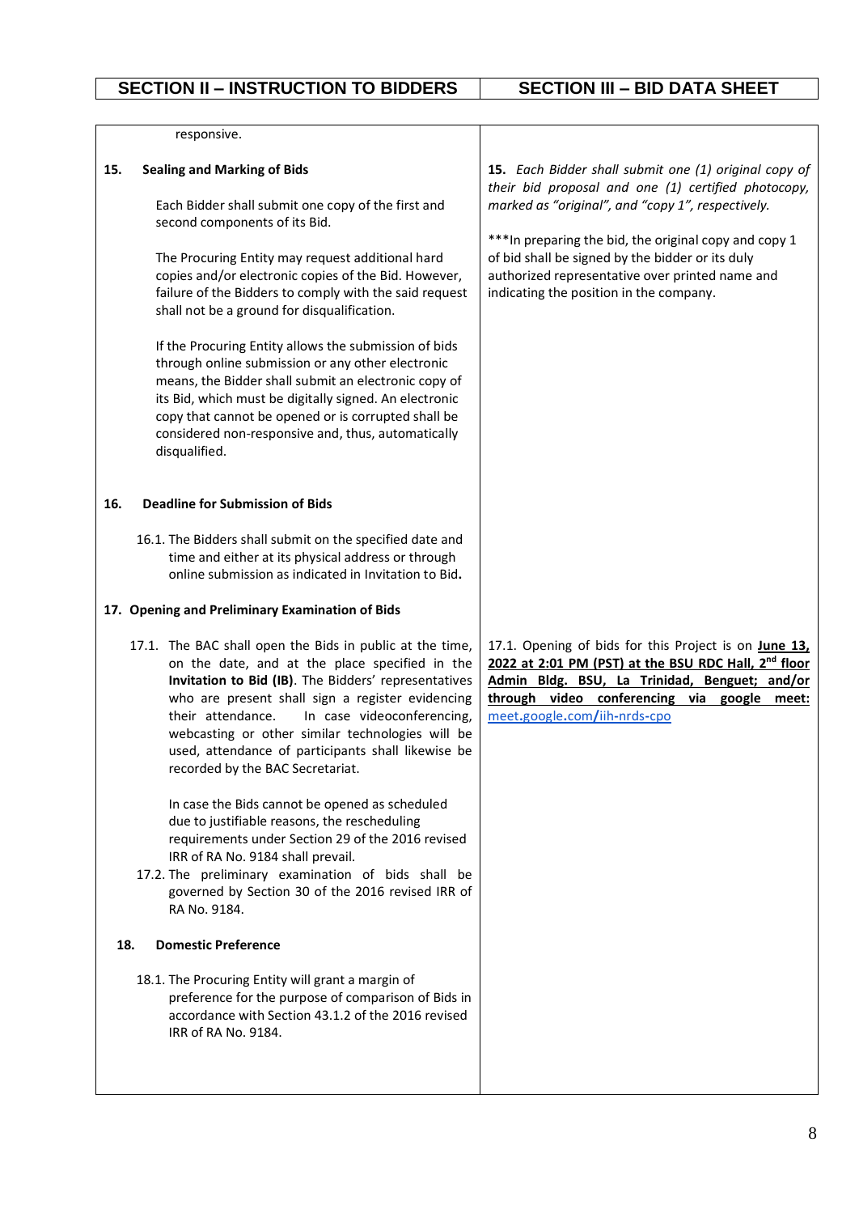| SECTION II – INSTRUCTION TO BIDDERS | SECTION III – BID DATA SHEET |
|---|---|
| responsive. | |
| **15. Sealing and Marking of Bids**<br><br>Each Bidder shall submit one copy of the first and second components of its Bid.<br><br>The Procuring Entity may request additional hard copies and/or electronic copies of the Bid. However, failure of the Bidders to comply with the said request shall not be a ground for disqualification.<br><br>If the Procuring Entity allows the submission of bids through online submission or any other electronic means, the Bidder shall submit an electronic copy of its Bid, which must be digitally signed. An electronic copy that cannot be opened or is corrupted shall be considered non-responsive and, thus, automatically disqualified. | ***15.** Each Bidder shall submit one (1) original copy of their bid proposal and one (1) certified photocopy, marked as "original", and "copy 1", respectively.*<br><br>***In preparing the bid, the original copy and copy 1 of bid shall be signed by the bidder or its duly authorized representative over printed name and indicating the position in the company. |
| **16. Deadline for Submission of Bids**<br><br>16.1. The Bidders shall submit on the specified date and time and either at its physical address or through online submission as indicated in Invitation to Bid**.** | |
| **17. Opening and Preliminary Examination of Bids**<br><br>17.1. The BAC shall open the Bids in public at the time, on the date, and at the place specified in the **Invitation to Bid (IB)**. The Bidders' representatives who are present shall sign a register evidencing their attendance. In case videoconferencing, webcasting or other similar technologies will be used, attendance of participants shall likewise be recorded by the BAC Secretariat.<br><br>In case the Bids cannot be opened as scheduled due to justifiable reasons, the rescheduling requirements under Section 29 of the 2016 revised IRR of RA No. 9184 shall prevail.<br><br>17.2. The preliminary examination of bids shall be governed by Section 30 of the 2016 revised IRR of RA No. 9184. | 17.1. Opening of bids for this Project is on **June 13, 2022 at 2:01 PM (PST) at the BSU RDC Hall, 2nd floor Admin Bldg. BSU, La Trinidad, Benguet; and/or through video conferencing via google meet:** meet.google.com/iih-nrds-cpo |
| **18. Domestic Preference**<br><br>18.1. The Procuring Entity will grant a margin of preference for the purpose of comparison of Bids in accordance with Section 43.1.2 of the 2016 revised IRR of RA No. 9184. | |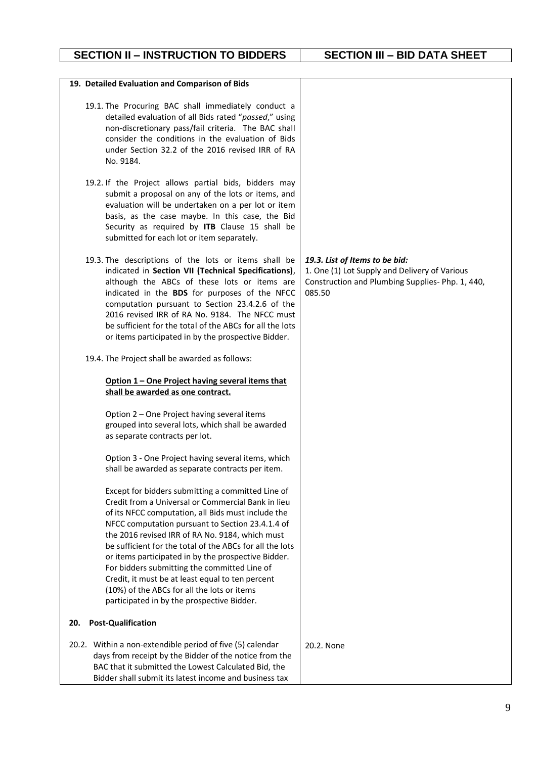| SECTION II – INSTRUCTION TO BIDDERS | SECTION III – BID DATA SHEET |
|---|---|
| **19. Detailed Evaluation and Comparison of Bids** | |
| 19.1. The Procuring BAC shall immediately conduct a detailed evaluation of all Bids rated "*passed*," using non-discretionary pass/fail criteria. The BAC shall consider the conditions in the evaluation of Bids under Section 32.2 of the 2016 revised IRR of RA No. 9184. | |
| 19.2. If the Project allows partial bids, bidders may submit a proposal on any of the lots or items, and evaluation will be undertaken on a per lot or item basis, as the case maybe. In this case, the Bid Security as required by **ITB** Clause 15 shall be submitted for each lot or item separately. | |
| 19.3. The descriptions of the lots or items shall be indicated in **Section VII (Technical Specifications)**, although the ABCs of these lots or items are indicated in the **BDS** for purposes of the NFCC computation pursuant to Section 23.4.2.6 of the 2016 revised IRR of RA No. 9184. The NFCC must be sufficient for the total of the ABCs for all the lots or items participated in by the prospective Bidder. | ***19.3. List of Items to be bid:***<br>1. One (1) Lot Supply and Delivery of Various Construction and Plumbing Supplies- Php. 1, 440, 085.50 |
| 19.4. The Project shall be awarded as follows:<br><br>**<u>Option 1 – One Project having several items that shall be awarded as one contract.</u>**<br><br>Option 2 – One Project having several items grouped into several lots, which shall be awarded as separate contracts per lot.<br><br>Option 3 - One Project having several items, which shall be awarded as separate contracts per item.<br><br>Except for bidders submitting a committed Line of Credit from a Universal or Commercial Bank in lieu of its NFCC computation, all Bids must include the NFCC computation pursuant to Section 23.4.1.4 of the 2016 revised IRR of RA No. 9184, which must be sufficient for the total of the ABCs for all the lots or items participated in by the prospective Bidder. For bidders submitting the committed Line of Credit, it must be at least equal to ten percent (10%) of the ABCs for all the lots or items participated in by the prospective Bidder. | |
| **20. Post-Qualification** | |
| 20.2. Within a non-extendible period of five (5) calendar days from receipt by the Bidder of the notice from the BAC that it submitted the Lowest Calculated Bid, the Bidder shall submit its latest income and business tax | 20.2. None |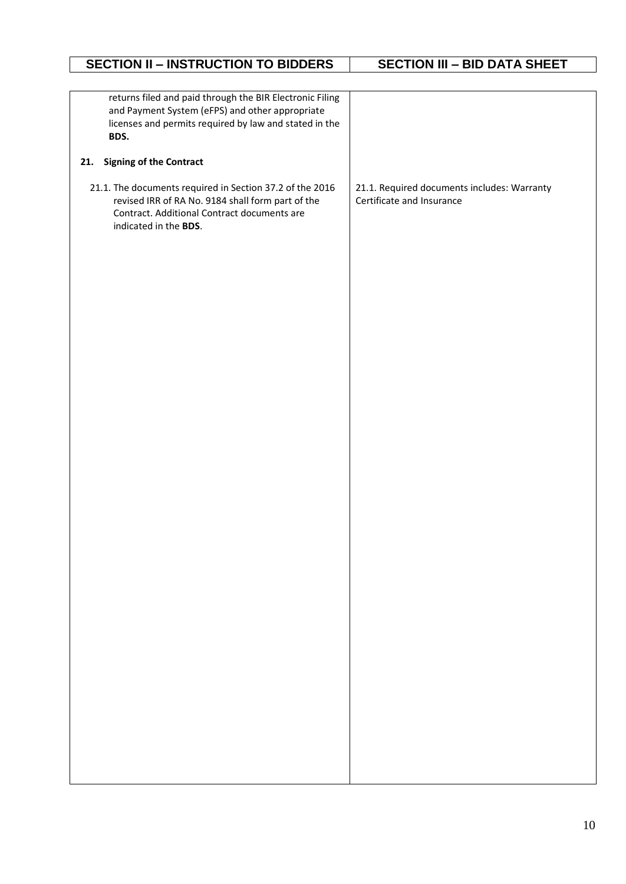| SECTION II – INSTRUCTION TO BIDDERS | SECTION III – BID DATA SHEET |
|---|---|
| returns filed and paid through the BIR Electronic Filing and Payment System (eFPS) and other appropriate licenses and permits required by law and stated in the **BDS.** | |
| **21. Signing of the Contract** | |
| 21.1. The documents required in Section 37.2 of the 2016 revised IRR of RA No. 9184 shall form part of the Contract. Additional Contract documents are indicated in the **BDS**. | 21.1. Required documents includes: Warranty Certificate and Insurance |